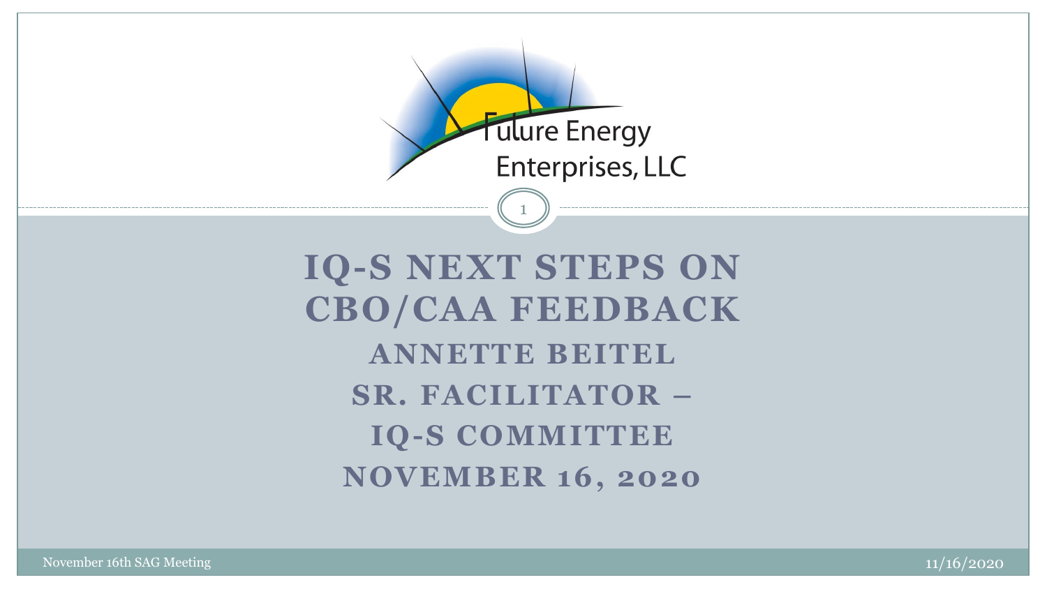Future Energy Enterprises, LLC

# IQ-S NEXT STEPS ON CBO/CAA FEEDBACK

## ANNETTE BEITEL

## SR. FACILITATOR – IQ-S COMMITTEE

## NOVEMBER 16, 2020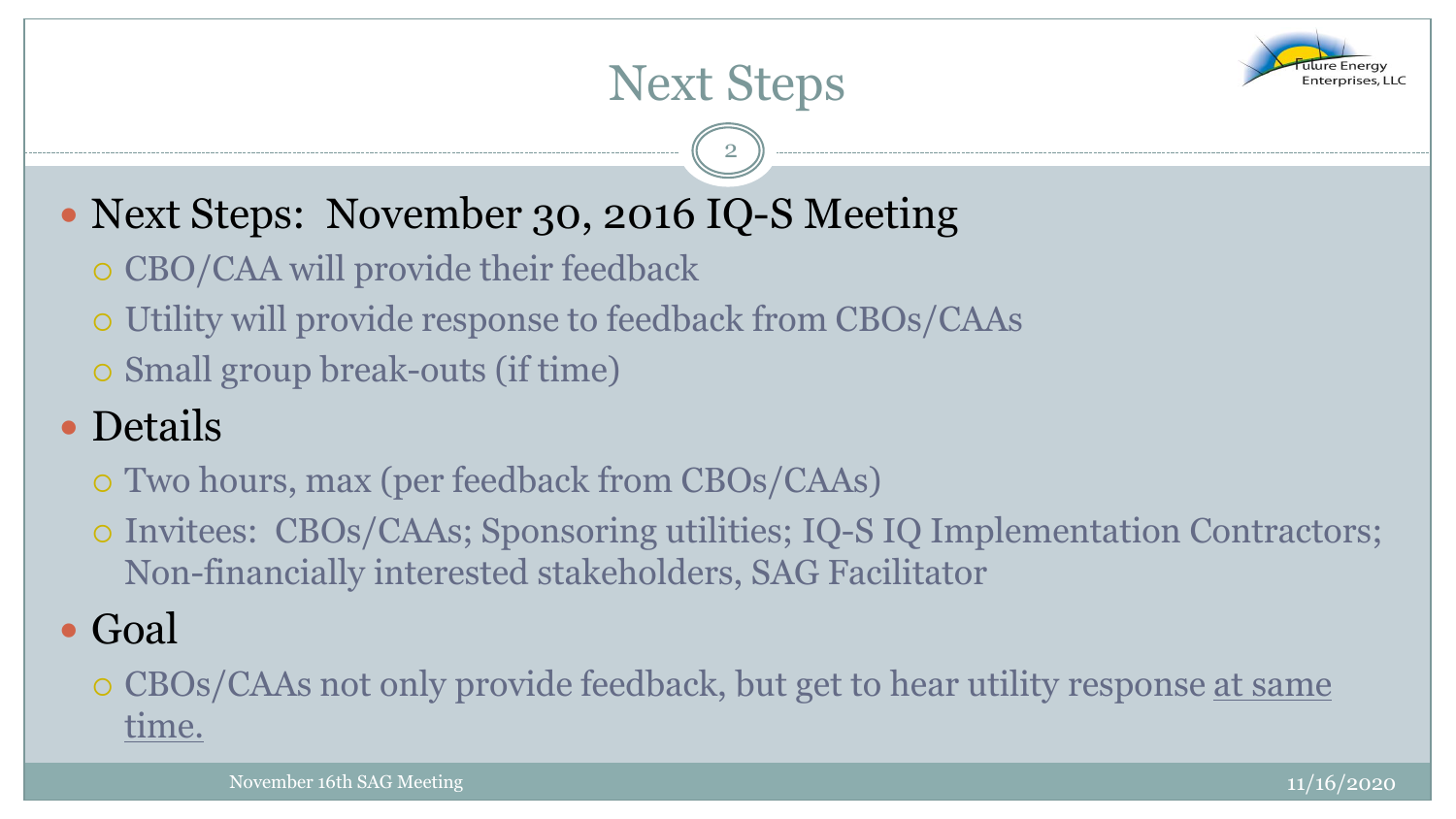# Next Steps

- Next Steps: November 30, 2016 IQ-S Meeting
  - CBO/CAA will provide their feedback
  - Utility will provide response to feedback from CBOs/CAAs
  - Small group break-outs (if time)
- Details
  - Two hours, max (per feedback from CBOs/CAAs)
  - Invitees: CBOs/CAAs; Sponsoring utilities; IQ-S IQ Implementation Contractors; Non-financially interested stakeholders, SAG Facilitator
- Goal
  - CBOs/CAAs not only provide feedback, but get to hear utility response <u>at same time.</u>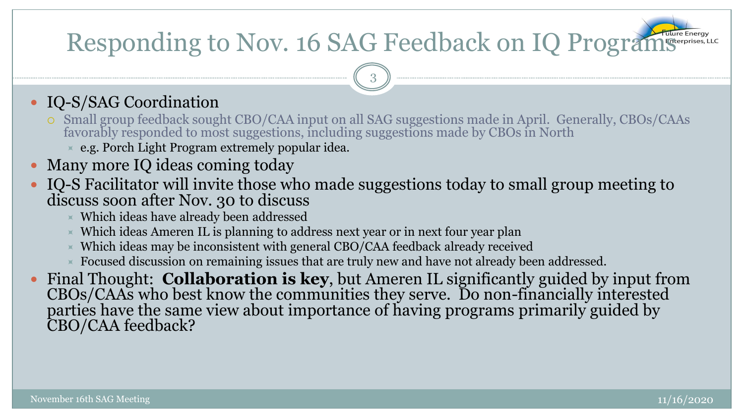# Responding to Nov. 16 SAG Feedback on IQ Programs

- IQ-S/SAG Coordination
  - Small group feedback sought CBO/CAA input on all SAG suggestions made in April. Generally, CBOs/CAAs favorably responded to most suggestions, including suggestions made by CBOs in North
    - e.g. Porch Light Program extremely popular idea.
- Many more IQ ideas coming today
- IQ-S Facilitator will invite those who made suggestions today to small group meeting to discuss soon after Nov. 30 to discuss
  - Which ideas have already been addressed
  - Which ideas Ameren IL is planning to address next year or in next four year plan
  - Which ideas may be inconsistent with general CBO/CAA feedback already received
  - Focused discussion on remaining issues that are truly new and have not already been addressed.
- Final Thought: **Collaboration is key**, but Ameren IL significantly guided by input from CBOs/CAAs who best know the communities they serve. Do non-financially interested parties have the same view about importance of having programs primarily guided by CBO/CAA feedback?